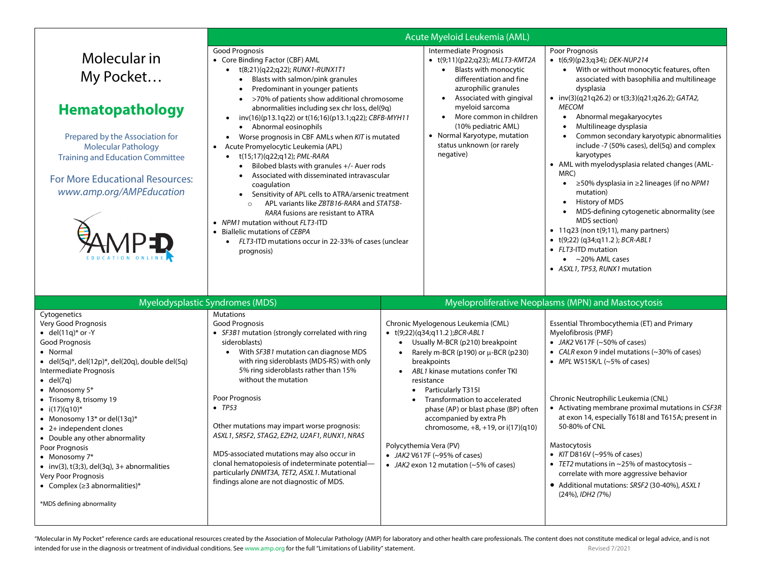# Molecular in My Pocket…

## Hematopathology

Prepared by the Association for Molecular Pathology Training and Education Committee

For More Educational Resources: *www.amp.org/AMPEducation*

## Acute Myeloid Leukemia (AML)

### Good Prognosis

- Core Binding Factor (CBF) AML
  - t(8;21)(q22;q22); *RUNX1-RUNX1T1*
    - Blasts with salmon/pink granules
    - Predominant in younger patients
    - >70% of patients show additional chromosome abnormalities including sex chr loss, del(9q)
  - inv(16)(p13.1q22) or t(16;16)(p13.1;q22); *CBFB-MYH11*
    - Abnormal eosinophils
  - Worse prognosis in CBF AMLs when *KIT* is mutated
- Acute Promyelocytic Leukemia (APL)
  - t(15;17)(q22;q12); *PML-RARA*
    - Bilobed blasts with granules +/- Auer rods
    - Associated with disseminated intravascular coagulation
    - Sensitivity of APL cells to ATRA/arsenic treatment
      - APL variants like *ZBTB16-RARA* and *STAT5B-RARA* fusions are resistant to ATRA
- *NPM1* mutation without *FLT3*-ITD
- Biallelic mutations of *CEBPA*
  - *FLT3*-ITD mutations occur in 22-33% of cases (unclear prognosis)

### Intermediate Prognosis

- t(9;11)(p22;q23); *MLLT3-KMT2A*
  - Blasts with monocytic differentiation and fine azurophilic granules
  - Associated with gingival myeloid sarcoma
  - More common in children (10% pediatric AML)
- Normal Karyotype, mutation status unknown (or rarely negative)

### Poor Prognosis

- t(6;9)(p23;q34); *DEK-NUP214*
  - With or without monocytic features, often associated with basophilia and multilineage dysplasia
- inv(3)(q21q26.2) or t(3;3)(q21;q26.2); *GATA2, MECOM*
  - Abnormal megakaryocytes
  - Multilineage dysplasia
  - Common secondary karyotypic abnormalities include -7 (50% cases), del(5q) and complex karyotypes
- AML with myelodysplasia related changes (AML-MRC)
  - ≥50% dysplasia in ≥2 lineages (if no *NPM1* mutation)
  - History of MDS
  - MDS-defining cytogenetic abnormality (see MDS section)
- 11q23 (non t(9;11), many partners)
- t(9;22) (q34;q11.2 ); *BCR-ABL1*
- *FLT3*-ITD mutation
  - ~20% AML cases
- *ASXL1, TP53, RUNX1* mutation

## Myelodysplastic Syndromes (MDS)

### Cytogenetics

Very Good Prognosis
- del(11q)* or -Y

Good Prognosis
- Normal
- del(5q)*, del(12p)*, del(20q), double del(5q)

Intermediate Prognosis
- del(7q)
- Monosomy 5*
- Trisomy 8, trisomy 19
- i(17)(q10)*
- Monosomy 13* or del(13q)*
- 2+ independent clones
- Double any other abnormality

Poor Prognosis
- Monosomy 7*
- inv(3), t(3;3), del(3q), 3+ abnormalities

Very Poor Prognosis
- Complex (≥3 abnormalities)*

*MDS defining abnormality

### Mutations

Good Prognosis
- *SF3B1* mutation (strongly correlated with ring sideroblasts)
  - With *SF3B1* mutation can diagnose MDS with ring sideroblasts (MDS-RS) with only 5% ring sideroblasts rather than 15% without the mutation

Poor Prognosis
- *TP53*

Other mutations may impart worse prognosis: *ASXL1, SRSF2, STAG2, EZH2, U2AF1, RUNX1, NRAS*

MDS-associated mutations may also occur in clonal hematopoiesis of indeterminate potential—particularly *DNMT3A, TET2, ASXL1*. Mutational findings alone are not diagnostic of MDS.

## Myeloproliferative Neoplasms (MPN) and Mastocytosis

### Chronic Myelogenous Leukemia (CML)

- t(9;22)(q34;q11.2 );*BCR-ABL1*
  - Usually M-BCR (p210) breakpoint
  - Rarely m-BCR (p190) or μ-BCR (p230) breakpoints
  - *ABL1* kinase mutations confer TKI resistance
    - Particularly T315I
    - Transformation to accelerated phase (AP) or blast phase (BP) often accompanied by extra Ph chromosome, +8, +19, or i(17)(q10)

### Polycythemia Vera (PV)

- *JAK2* V617F (~95% of cases)
- *JAK2* exon 12 mutation (~5% of cases)

### Essential Thrombocythemia (ET) and Primary Myelofibrosis (PMF)

- *JAK2* V617F (~50% of cases)
- *CALR* exon 9 indel mutations (~30% of cases)
- *MPL* W515K/L (~5% of cases)

### Chronic Neutrophilic Leukemia (CNL)

- Activating membrane proximal mutations in *CSF3R* at exon 14, especially T618I and T615A; present in 50-80% of CNL

### Mastocytosis

- *KIT* D816V (~95% of cases)
- *TET2* mutations in ~25% of mastocytosis – correlate with more aggressive behavior
- Additional mutations: *SRSF2* (30-40%), *ASXL1* (24%), *IDH2 (7%)*

"Molecular in My Pocket" reference cards are educational resources created by the Association of Molecular Pathology (AMP) for laboratory and other health care professionals. The content does not constitute medical or legal advice, and is not intended for use in the diagnosis or treatment of individual conditions. See www.amp.org for the full "Limitations of Liability" statement.

Revised 7/2021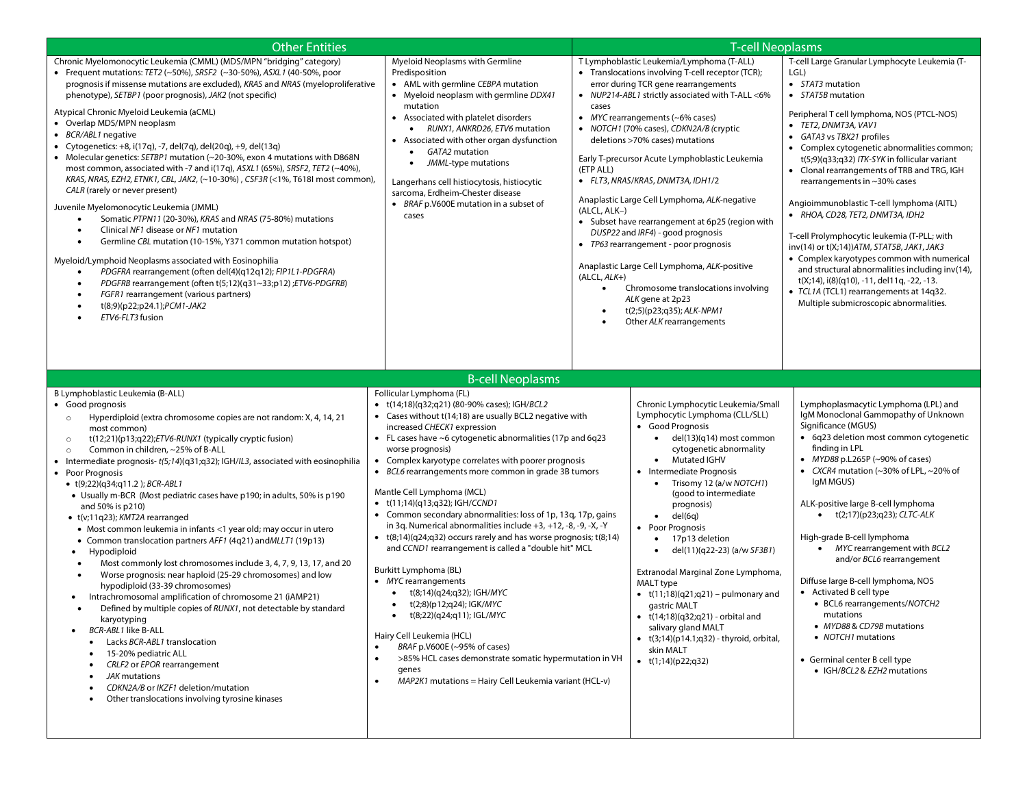## Other Entities

Chronic Myelomonocytic Leukemia (CMML) (MDS/MPN "bridging" category)
- Frequent mutations: *TET2* (~50%), *SRSF2* (~30-50%), *ASXL1* (40-50%, poor prognosis if missense mutations are excluded), *KRAS* and *NRAS* (myeloproliferative phenotype), *SETBP1* (poor prognosis), *JAK2* (not specific)

Atypical Chronic Myeloid Leukemia (aCML)
- Overlap MDS/MPN neoplasm
- *BCR/ABL1* negative
- Cytogenetics: +8, i(17q), -7, del(7q), del(20q), +9, del(13q)
- Molecular genetics: *SETBP1* mutation (~20-30%, exon 4 mutations with D868N most common, associated with -7 and i(17q), *ASXL1* (65%), *SRSF2*, *TET2* (~40%), *KRAS, NRAS, EZH2, ETNK1, CBL, JAK2*, (~10-30%) , *CSF3R* (<1%, T618I most common), *CALR* (rarely or never present)

Juvenile Myelomonocytic Leukemia (JMML)
- Somatic *PTPN11* (20-30%), *KRAS* and *NRAS* (75-80%) mutations
- Clinical *NF1* disease or *NF1* mutation
- Germline *CBL* mutation (10-15%, Y371 common mutation hotspot)

Myeloid/Lymphoid Neoplasms associated with Eosinophilia
- *PDGFRA* rearrangement (often del(4)(q12q12); *FIP1L1-PDGFRA*)
- *PDGFRB* rearrangement (often t(5;12)(q31~33;p12) ;*ETV6-PDGFRB*)
- *FGFR1* rearrangement (various partners)
- t(8;9)(p22;p24.1);*PCM1-JAK2*
- *ETV6-FLT3* fusion

Myeloid Neoplasms with Germline Predisposition
- AML with germline *CEBPA* mutation
- Myeloid neoplasm with germline *DDX41* mutation
- Associated with platelet disorders
  - *RUNX1, ANKRD26, ETV6* mutation
- Associated with other organ dysfunction
  - *GATA2* mutation
  - *JMML*-type mutations

Langerhans cell histiocytosis, histiocytic sarcoma, Erdheim-Chester disease
- *BRAF* p.V600E mutation in a subset of cases

## T-cell Neoplasms

T Lymphoblastic Leukemia/Lymphoma (T-ALL)
- Translocations involving T-cell receptor (TCR); error during TCR gene rearrangements
- *NUP214-ABL1* strictly associated with T-ALL <6% cases
- *MYC* rearrangements (~6% cases)
- *NOTCH1* (70% cases), *CDKN2A/B* (cryptic deletions >70% cases) mutations

Early T-precursor Acute Lymphoblastic Leukemia (ETP ALL)
- *FLT3, NRAS/KRAS, DNMT3A, IDH1*/2

Anaplastic Large Cell Lymphoma, *ALK*-negative (ALCL, ALK–)
- Subset have rearrangement at 6p25 (region with *DUSP22* and *IRF4*) - good prognosis
- *TP63* rearrangement - poor prognosis

Anaplastic Large Cell Lymphoma, *ALK*-positive (ALCL, *ALK*+)
- Chromosome translocations involving *ALK* gene at 2p23
- t(2;5)(p23;q35); *ALK-NPM1*
- Other *ALK* rearrangements

T-cell Large Granular Lymphocyte Leukemia (T-LGL)
- *STAT3* mutation
- *STAT5B* mutation

Peripheral T cell lymphoma, NOS (PTCL-NOS)
- *TET2, DNMT3A, VAV1*
- *GATA3* vs *TBX21* profiles
- Complex cytogenetic abnormalities common; t(5;9)(q33;q32) *ITK-SYK* in follicular variant
- Clonal rearrangements of TRB and TRG, IGH rearrangements in ~30% cases

Angioimmunoblastic T-cell lymphoma (AITL)
- *RHOA, CD28, TET2, DNMT3A, IDH2*

T-cell Prolymphocytic leukemia (T-PLL; with inv(14) or t(X;14))*ATM, STAT5B, JAK1, JAK3*
- Complex karyotypes common with numerical and structural abnormalities including inv(14), t(X;14), i(8)(q10), -11, del11q, -22, -13.
- *TCL1A* (TCL1) rearrangements at 14q32. Multiple submicroscopic abnormalities.

## B-cell Neoplasms

B Lymphoblastic Leukemia (B-ALL)
- Good prognosis
  - Hyperdiploid (extra chromosome copies are not random: X, 4, 14, 21 most common)
  - t(12;21)(p13;q22);*ETV6-RUNX1* (typically cryptic fusion)
  - Common in children, ~25% of B-ALL
- Intermediate prognosis- *t(5;14)*(q31;q32); IGH/*IL3*, associated with eosinophilia
- Poor Prognosis
  - t(9;22)(q34;q11.2 ); *BCR-ABL1*
    - Usually m-BCR (Most pediatric cases have p190; in adults, 50% is p190 and 50% is p210)
  - t(v;11q23); *KMT2A* rearranged
    - Most common leukemia in infants <1 year old; may occur in utero
    - Common translocation partners *AFF1* (4q21) and*MLLT1* (19p13)
  - Hypodiploid
    - Most commonly lost chromosomes include 3, 4, 7, 9, 13, 17, and 20
    - Worse prognosis: near haploid (25-29 chromosomes) and low hypodiploid (33-39 chromosomes)
  - Intrachromosomal amplification of chromosome 21 (iAMP21)
    - Defined by multiple copies of *RUNX1*, not detectable by standard karyotyping
  - *BCR-ABL1* like B-ALL
    - Lacks *BCR-ABL1* translocation
    - 15-20% pediatric ALL
    - *CRLF2* or *EPOR* rearrangement
    - *JAK* mutations
    - *CDKN2A/B* or *IKZF1* deletion/mutation
    - Other translocations involving tyrosine kinases

Follicular Lymphoma (FL)
- t(14;18)(q32;q21) (80-90% cases); IGH/*BCL2*
- Cases without t(14;18) are usually BCL2 negative with increased *CHECK1* expression
- FL cases have ~6 cytogenetic abnormalities (17p and 6q23 worse prognosis)
- Complex karyotype correlates with poorer prognosis
- *BCL6* rearrangements more common in grade 3B tumors

Mantle Cell Lymphoma (MCL)
- t(11;14)(q13;q32); IGH/*CCND1*
- Common secondary abnormalities: loss of 1p, 13q, 17p, gains in 3q. Numerical abnormalities include +3, +12, -8, -9, -X, -Y
- t(8;14)(q24;q32) occurs rarely and has worse prognosis; t(8;14) and *CCND1* rearrangement is called a "double hit" MCL

Burkitt Lymphoma (BL)
- *MYC* rearrangements
  - t(8;14)(q24;q32); IGH/*MYC*
  - t(2;8)(p12;q24); IGK/*MYC*
  - t(8;22)(q24;q11); IGL/*MYC*

Hairy Cell Leukemia (HCL)
- *BRAF* p.V600E (~95% of cases)
- >85% HCL cases demonstrate somatic hypermutation in VH genes
- *MAP2K1* mutations = Hairy Cell Leukemia variant (HCL-v)

Chronic Lymphocytic Leukemia/Small Lymphocytic Lymphoma (CLL/SLL)
- Good Prognosis
  - del(13)(q14) most common cytogenetic abnormality
  - Mutated IGHV
- Intermediate Prognosis
  - Trisomy 12 (a/w *NOTCH1*) (good to intermediate prognosis)
  - del(6q)
- Poor Prognosis
  - 17p13 deletion
  - del(11)(q22-23) (a/w *SF3B1*)

Extranodal Marginal Zone Lymphoma, MALT type
- t(11;18)(q21;q21) – pulmonary and gastric MALT
- t(14;18)(q32;q21) - orbital and salivary gland MALT
- t(3;14)(p14.1;q32) - thyroid, orbital, skin MALT
- t(1;14)(p22;q32)

Lymphoplasmacytic Lymphoma (LPL) and IgM Monoclonal Gammopathy of Unknown Significance (MGUS)
- 6q23 deletion most common cytogenetic finding in LPL
- *MYD88* p.L265P (~90% of cases)
- *CXCR4* mutation (~30% of LPL, ~20% of IgM MGUS)

ALK-positive large B-cell lymphoma
- t(2;17)(p23;q23); *CLTC-ALK*

High-grade B-cell lymphoma
- *MYC* rearrangement with *BCL2* and/or *BCL6* rearrangement

Diffuse large B-cell lymphoma, NOS
- Activated B cell type
  - BCL6 rearrangements/*NOTCH2* mutations
  - *MYD88* & *CD79B* mutations
  - *NOTCH1* mutations
- Germinal center B cell type
  - IGH/*BCL2* & *EZH2* mutations